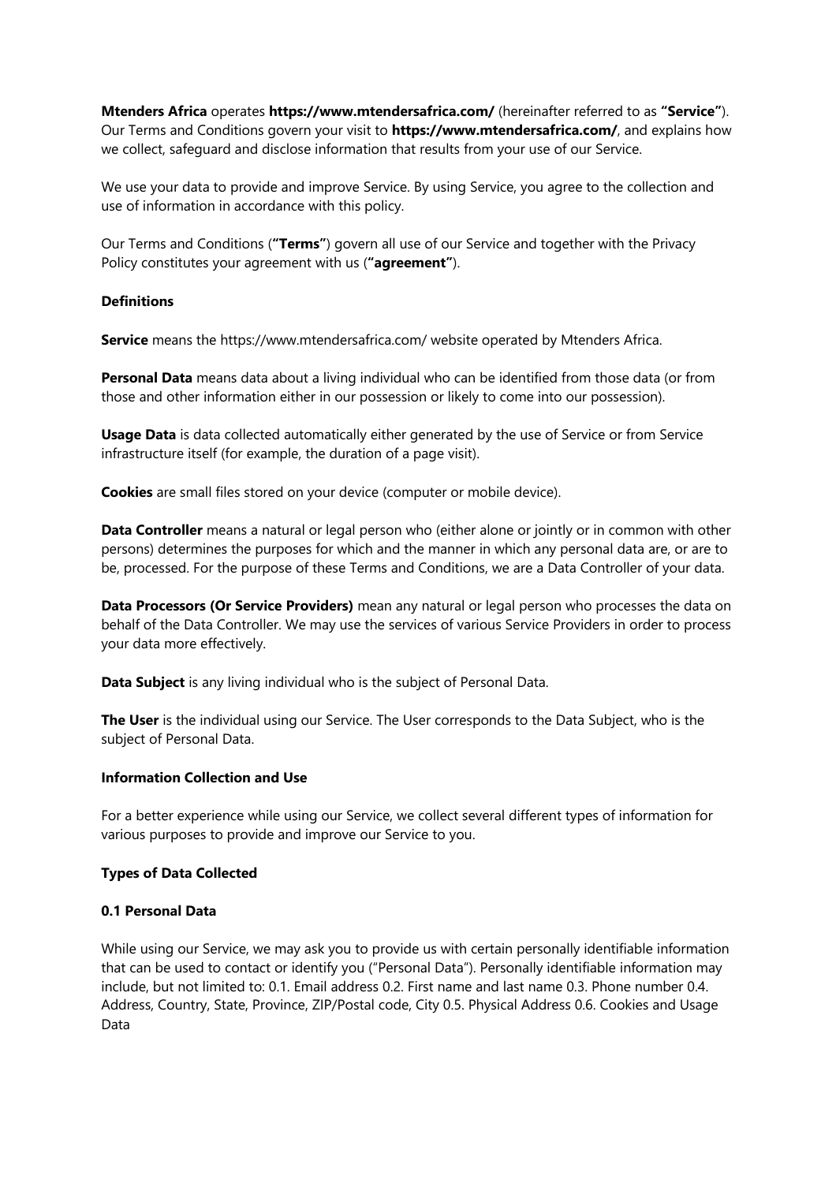**Mtenders Africa** operates **https://www.mtendersafrica.com/** (hereinafter referred to as **"Service"**). Our Terms and Conditions govern your visit to **https://www.mtendersafrica.com/**, and explains how we collect, safeguard and disclose information that results from your use of our Service.

We use your data to provide and improve Service. By using Service, you agree to the collection and use of information in accordance with this policy.

Our Terms and Conditions (**"Terms"**) govern all use of our Service and together with the Privacy Policy constitutes your agreement with us (**"agreement"**).

**Definitions**

**Service** means the https://www.mtendersafrica.com/ website operated by Mtenders Africa.

**Personal Data** means data about a living individual who can be identified from those data (or from those and other information either in our possession or likely to come into our possession).

**Usage Data** is data collected automatically either generated by the use of Service or from Service infrastructure itself (for example, the duration of a page visit).

**Cookies** are small files stored on your device (computer or mobile device).

**Data Controller** means a natural or legal person who (either alone or jointly or in common with other persons) determines the purposes for which and the manner in which any personal data are, or are to be, processed. For the purpose of these Terms and Conditions, we are a Data Controller of your data.

**Data Processors (Or Service Providers)** mean any natural or legal person who processes the data on behalf of the Data Controller. We may use the services of various Service Providers in order to process your data more effectively.

**Data Subject** is any living individual who is the subject of Personal Data.

**The User** is the individual using our Service. The User corresponds to the Data Subject, who is the subject of Personal Data.

**Information Collection and Use**

For a better experience while using our Service, we collect several different types of information for various purposes to provide and improve our Service to you.

**Types of Data Collected**

**0.1 Personal Data**

While using our Service, we may ask you to provide us with certain personally identifiable information that can be used to contact or identify you ("Personal Data"). Personally identifiable information may include, but not limited to: 0.1. Email address 0.2. First name and last name 0.3. Phone number 0.4. Address, Country, State, Province, ZIP/Postal code, City 0.5. Physical Address 0.6. Cookies and Usage Data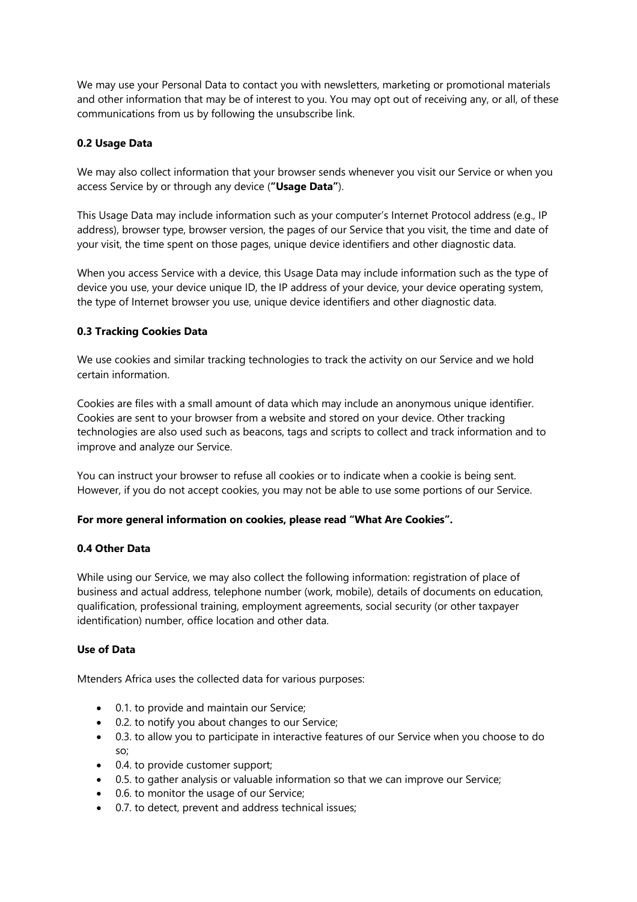We may use your Personal Data to contact you with newsletters, marketing or promotional materials and other information that may be of interest to you. You may opt out of receiving any, or all, of these communications from us by following the unsubscribe link.

**0.2 Usage Data**

We may also collect information that your browser sends whenever you visit our Service or when you access Service by or through any device (**"Usage Data"**).

This Usage Data may include information such as your computer's Internet Protocol address (e.g., IP address), browser type, browser version, the pages of our Service that you visit, the time and date of your visit, the time spent on those pages, unique device identifiers and other diagnostic data.

When you access Service with a device, this Usage Data may include information such as the type of device you use, your device unique ID, the IP address of your device, your device operating system, the type of Internet browser you use, unique device identifiers and other diagnostic data.

**0.3 Tracking Cookies Data**

We use cookies and similar tracking technologies to track the activity on our Service and we hold certain information.

Cookies are files with a small amount of data which may include an anonymous unique identifier. Cookies are sent to your browser from a website and stored on your device. Other tracking technologies are also used such as beacons, tags and scripts to collect and track information and to improve and analyze our Service.

You can instruct your browser to refuse all cookies or to indicate when a cookie is being sent. However, if you do not accept cookies, you may not be able to use some portions of our Service.

**For more general information on cookies, please read "What Are Cookies".**

**0.4 Other Data**

While using our Service, we may also collect the following information: registration of place of business and actual address, telephone number (work, mobile), details of documents on education, qualification, professional training, employment agreements, social security (or other taxpayer identification) number, office location and other data.

**Use of Data**

Mtenders Africa uses the collected data for various purposes:

- 0.1. to provide and maintain our Service;
- 0.2. to notify you about changes to our Service;
- 0.3. to allow you to participate in interactive features of our Service when you choose to do so;
- 0.4. to provide customer support;
- 0.5. to gather analysis or valuable information so that we can improve our Service;
- 0.6. to monitor the usage of our Service;
- 0.7. to detect, prevent and address technical issues;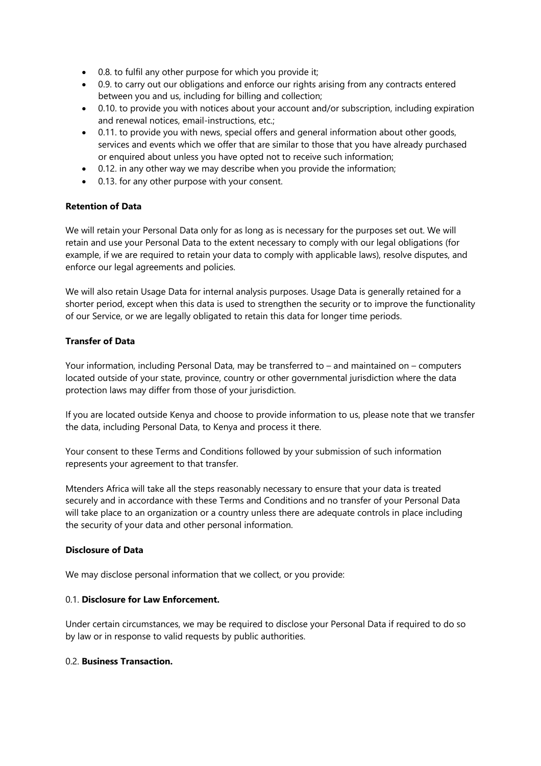- 0.8. to fulfil any other purpose for which you provide it;
- 0.9. to carry out our obligations and enforce our rights arising from any contracts entered between you and us, including for billing and collection;
- 0.10. to provide you with notices about your account and/or subscription, including expiration and renewal notices, email-instructions, etc.;
- 0.11. to provide you with news, special offers and general information about other goods, services and events which we offer that are similar to those that you have already purchased or enquired about unless you have opted not to receive such information;
- 0.12. in any other way we may describe when you provide the information;
- 0.13. for any other purpose with your consent.

**Retention of Data**

We will retain your Personal Data only for as long as is necessary for the purposes set out. We will retain and use your Personal Data to the extent necessary to comply with our legal obligations (for example, if we are required to retain your data to comply with applicable laws), resolve disputes, and enforce our legal agreements and policies.

We will also retain Usage Data for internal analysis purposes. Usage Data is generally retained for a shorter period, except when this data is used to strengthen the security or to improve the functionality of our Service, or we are legally obligated to retain this data for longer time periods.

**Transfer of Data**

Your information, including Personal Data, may be transferred to – and maintained on – computers located outside of your state, province, country or other governmental jurisdiction where the data protection laws may differ from those of your jurisdiction.

If you are located outside Kenya and choose to provide information to us, please note that we transfer the data, including Personal Data, to Kenya and process it there.

Your consent to these Terms and Conditions followed by your submission of such information represents your agreement to that transfer.

Mtenders Africa will take all the steps reasonably necessary to ensure that your data is treated securely and in accordance with these Terms and Conditions and no transfer of your Personal Data will take place to an organization or a country unless there are adequate controls in place including the security of your data and other personal information.

**Disclosure of Data**

We may disclose personal information that we collect, or you provide:

0.1. **Disclosure for Law Enforcement.**

Under certain circumstances, we may be required to disclose your Personal Data if required to do so by law or in response to valid requests by public authorities.

0.2. **Business Transaction.**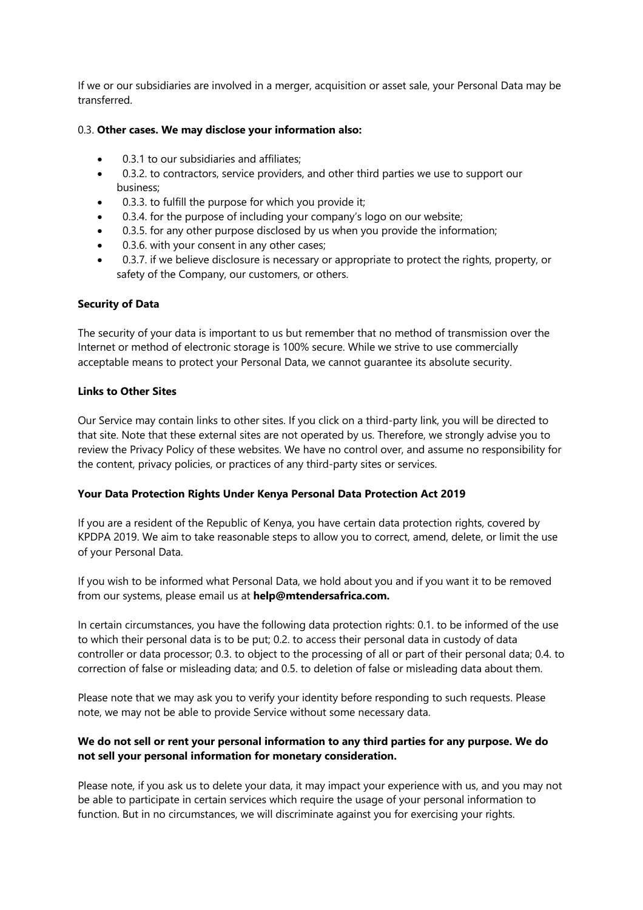If we or our subsidiaries are involved in a merger, acquisition or asset sale, your Personal Data may be transferred.

0.3. **Other cases. We may disclose your information also:**

- 0.3.1 to our subsidiaries and affiliates;
- 0.3.2. to contractors, service providers, and other third parties we use to support our business;
- 0.3.3. to fulfill the purpose for which you provide it;
- 0.3.4. for the purpose of including your company's logo on our website;
- 0.3.5. for any other purpose disclosed by us when you provide the information;
- 0.3.6. with your consent in any other cases;
- 0.3.7. if we believe disclosure is necessary or appropriate to protect the rights, property, or safety of the Company, our customers, or others.

**Security of Data**

The security of your data is important to us but remember that no method of transmission over the Internet or method of electronic storage is 100% secure. While we strive to use commercially acceptable means to protect your Personal Data, we cannot guarantee its absolute security.

**Links to Other Sites**

Our Service may contain links to other sites. If you click on a third-party link, you will be directed to that site. Note that these external sites are not operated by us. Therefore, we strongly advise you to review the Privacy Policy of these websites. We have no control over, and assume no responsibility for the content, privacy policies, or practices of any third-party sites or services.

**Your Data Protection Rights Under Kenya Personal Data Protection Act 2019**

If you are a resident of the Republic of Kenya, you have certain data protection rights, covered by KPDPA 2019. We aim to take reasonable steps to allow you to correct, amend, delete, or limit the use of your Personal Data.

If you wish to be informed what Personal Data, we hold about you and if you want it to be removed from our systems, please email us at **help@mtendersafrica.com.**

In certain circumstances, you have the following data protection rights: 0.1. to be informed of the use to which their personal data is to be put; 0.2. to access their personal data in custody of data controller or data processor; 0.3. to object to the processing of all or part of their personal data; 0.4. to correction of false or misleading data; and 0.5. to deletion of false or misleading data about them.

Please note that we may ask you to verify your identity before responding to such requests. Please note, we may not be able to provide Service without some necessary data.

**We do not sell or rent your personal information to any third parties for any purpose. We do not sell your personal information for monetary consideration.**

Please note, if you ask us to delete your data, it may impact your experience with us, and you may not be able to participate in certain services which require the usage of your personal information to function. But in no circumstances, we will discriminate against you for exercising your rights.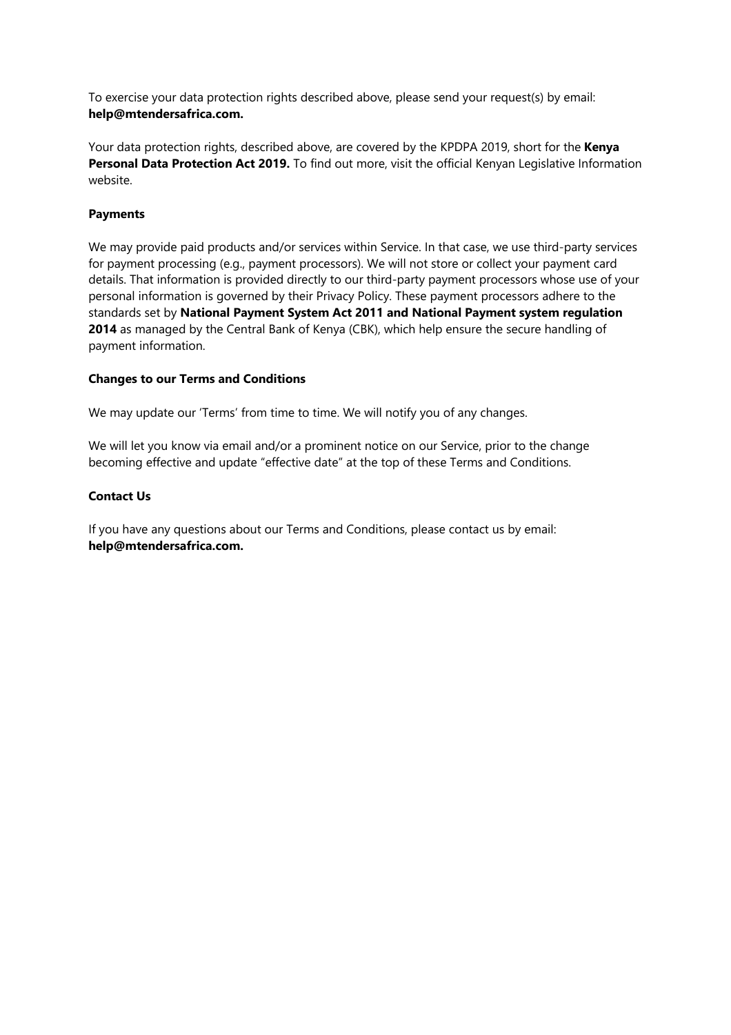To exercise your data protection rights described above, please send your request(s) by email: **help@mtendersafrica.com.**

Your data protection rights, described above, are covered by the KPDPA 2019, short for the **Kenya Personal Data Protection Act 2019.** To find out more, visit the official Kenyan Legislative Information website.

**Payments**

We may provide paid products and/or services within Service. In that case, we use third-party services for payment processing (e.g., payment processors). We will not store or collect your payment card details. That information is provided directly to our third-party payment processors whose use of your personal information is governed by their Privacy Policy. These payment processors adhere to the standards set by **National Payment System Act 2011 and National Payment system regulation 2014** as managed by the Central Bank of Kenya (CBK), which help ensure the secure handling of payment information.

**Changes to our Terms and Conditions**

We may update our 'Terms' from time to time. We will notify you of any changes.

We will let you know via email and/or a prominent notice on our Service, prior to the change becoming effective and update "effective date" at the top of these Terms and Conditions.

**Contact Us**

If you have any questions about our Terms and Conditions, please contact us by email: **help@mtendersafrica.com.**